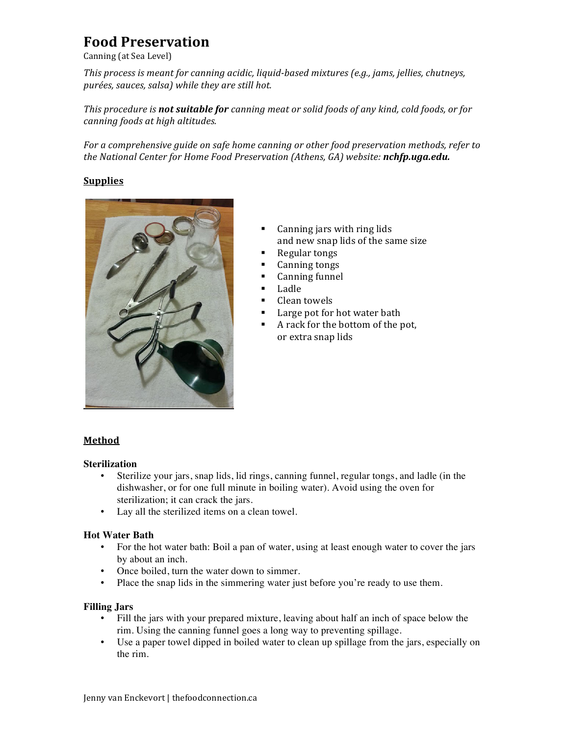# Food Preservation

Canning (at Sea Level)

*This process is meant for canning acidic, liquid-based mixtures (e.g., jams, jellies, chutneys, purées, sauces, salsa) while they are still hot.*

*This procedure is **not suitable for** canning meat or solid foods of any kind, cold foods, or for canning foods at high altitudes.*

*For a comprehensive guide on safe home canning or other food preservation methods, refer to the National Center for Home Food Preservation (Athens, GA) website: **nchfp.uga.edu.***

## Supplies

- Canning jars with ring lids and new snap lids of the same size
- Regular tongs
- Canning tongs
- Canning funnel
- Ladle
- Clean towels
- Large pot for hot water bath
- A rack for the bottom of the pot, or extra snap lids

## Method

### Sterilization

- Sterilize your jars, snap lids, lid rings, canning funnel, regular tongs, and ladle (in the dishwasher, or for one full minute in boiling water). Avoid using the oven for sterilization; it can crack the jars.
- Lay all the sterilized items on a clean towel.

### Hot Water Bath

- For the hot water bath: Boil a pan of water, using at least enough water to cover the jars by about an inch.
- Once boiled, turn the water down to simmer.
- Place the snap lids in the simmering water just before you're ready to use them.

### Filling Jars

- Fill the jars with your prepared mixture, leaving about half an inch of space below the rim. Using the canning funnel goes a long way to preventing spillage.
- Use a paper towel dipped in boiled water to clean up spillage from the jars, especially on the rim.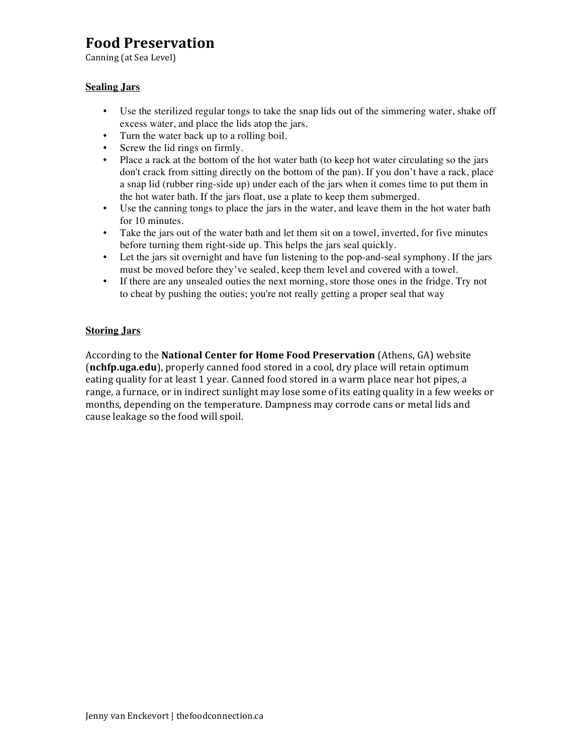# Food Preservation

Canning (at Sea Level)

**Sealing Jars**

- Use the sterilized regular tongs to take the snap lids out of the simmering water, shake off excess water, and place the lids atop the jars.
- Turn the water back up to a rolling boil.
- Screw the lid rings on firmly.
- Place a rack at the bottom of the hot water bath (to keep hot water circulating so the jars don't crack from sitting directly on the bottom of the pan). If you don't have a rack, place a snap lid (rubber ring-side up) under each of the jars when it comes time to put them in the hot water bath. If the jars float, use a plate to keep them submerged.
- Use the canning tongs to place the jars in the water, and leave them in the hot water bath for 10 minutes.
- Take the jars out of the water bath and let them sit on a towel, inverted, for five minutes before turning them right-side up. This helps the jars seal quickly.
- Let the jars sit overnight and have fun listening to the pop-and-seal symphony. If the jars must be moved before they've sealed, keep them level and covered with a towel.
- If there are any unsealed outies the next morning, store those ones in the fridge. Try not to cheat by pushing the outies; you're not really getting a proper seal that way

**Storing Jars**

According to the **National Center for Home Food Preservation** (Athens, GA) website (**nchfp.uga.edu**), properly canned food stored in a cool, dry place will retain optimum eating quality for at least 1 year. Canned food stored in a warm place near hot pipes, a range, a furnace, or in indirect sunlight may lose some of its eating quality in a few weeks or months, depending on the temperature. Dampness may corrode cans or metal lids and cause leakage so the food will spoil.